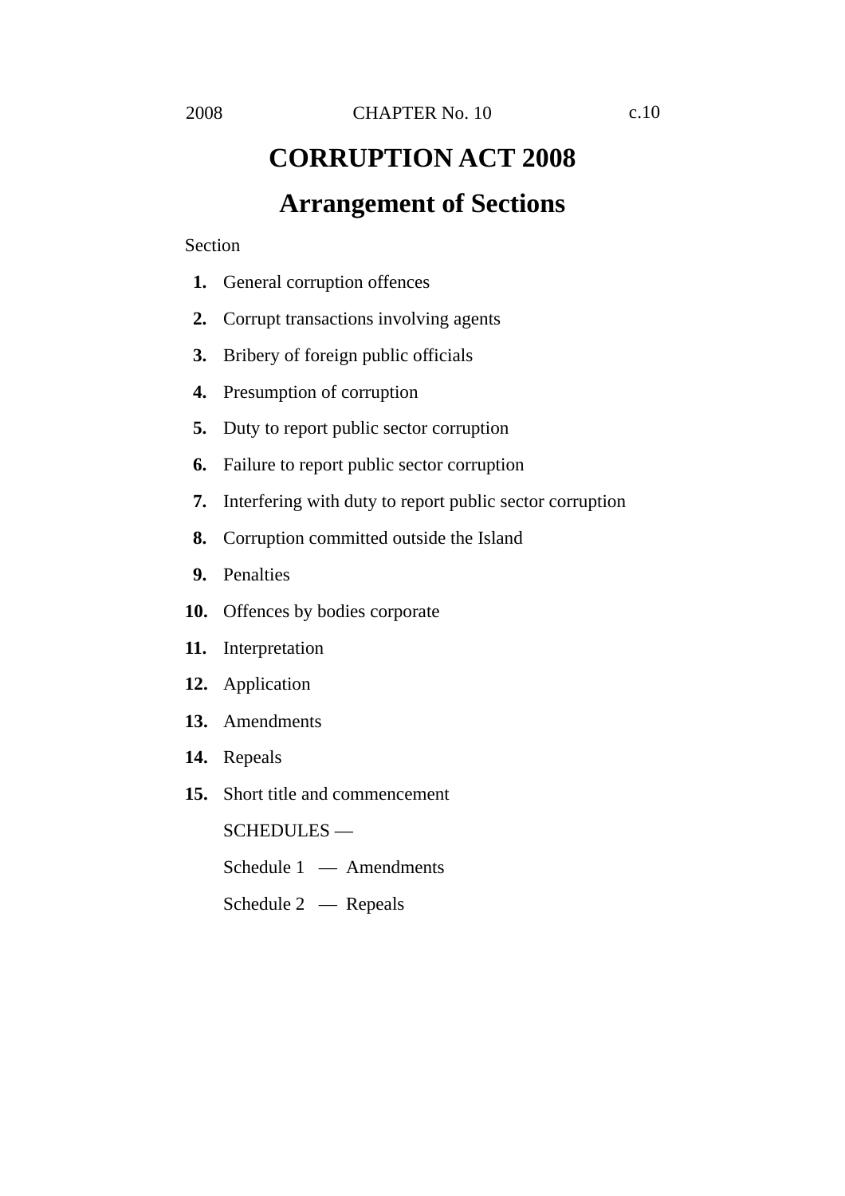2008 CHAPTER No. 10 c.10

# CORRUPTION ACT 2008

## Arrangement of Sections

Section

**1.** General corruption offences

**2.** Corrupt transactions involving agents

**3.** Bribery of foreign public officials

**4.** Presumption of corruption

**5.** Duty to report public sector corruption

**6.** Failure to report public sector corruption

**7.** Interfering with duty to report public sector corruption

**8.** Corruption committed outside the Island

**9.** Penalties

**10.** Offences by bodies corporate

**11.** Interpretation

**12.** Application

**13.** Amendments

**14.** Repeals

**15.** Short title and commencement

SCHEDULES —

Schedule 1 — Amendments

Schedule 2 — Repeals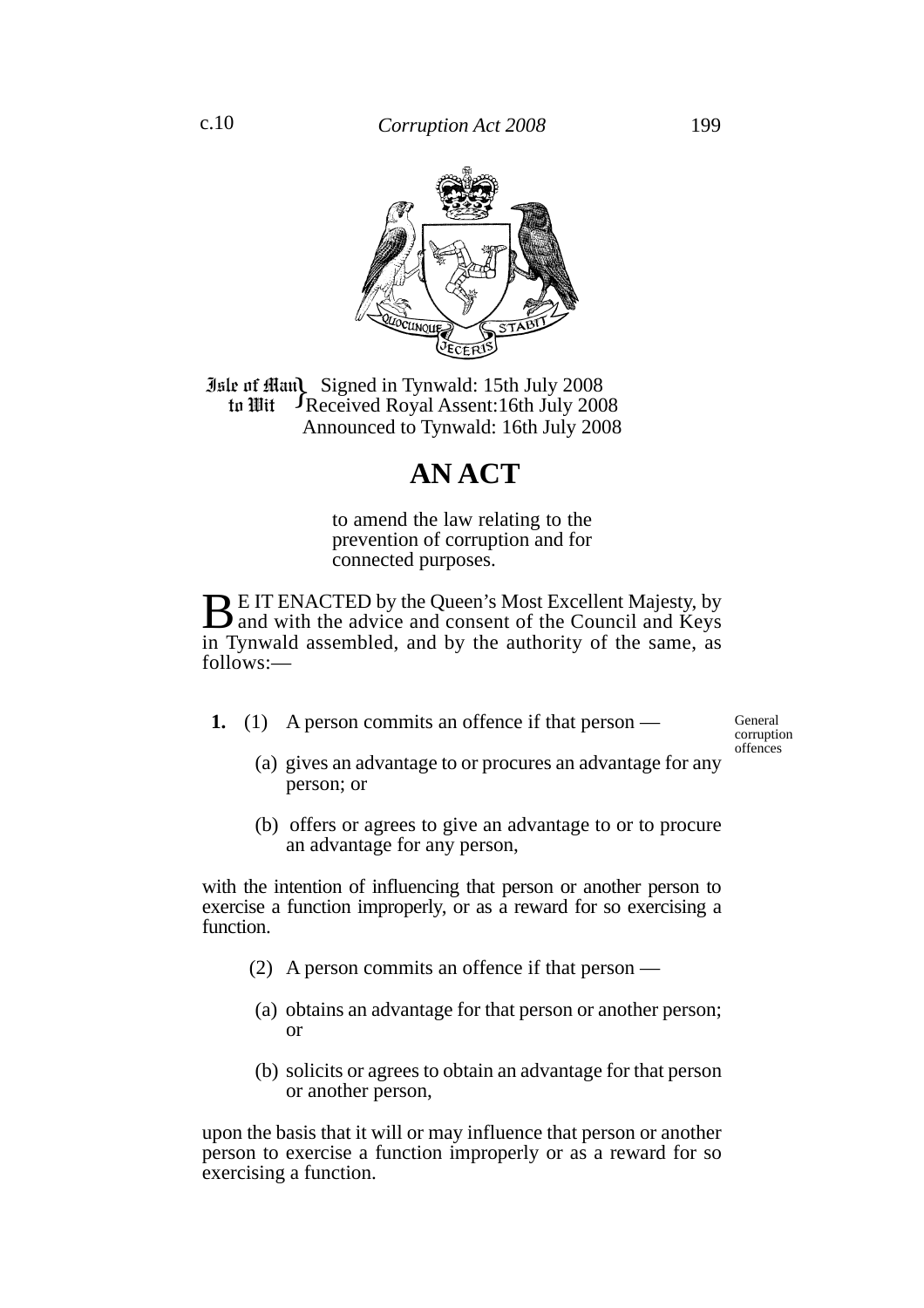Isle of Man to Wit } Signed in Tynwald: 15th July 2008
Received Royal Assent:16th July 2008
Announced to Tynwald: 16th July 2008

# AN ACT

to amend the law relating to the prevention of corruption and for connected purposes.

BE IT ENACTED by the Queen's Most Excellent Majesty, by and with the advice and consent of the Council and Keys in Tynwald assembled, and by the authority of the same, as follows:—

**General corruption offences**

**1.** (1) A person commits an offence if that person —

(a) gives an advantage to or procures an advantage for any person; or

(b) offers or agrees to give an advantage to or to procure an advantage for any person,

with the intention of influencing that person or another person to exercise a function improperly, or as a reward for so exercising a function.

(2) A person commits an offence if that person —

(a) obtains an advantage for that person or another person; or

(b) solicits or agrees to obtain an advantage for that person or another person,

upon the basis that it will or may influence that person or another person to exercise a function improperly or as a reward for so exercising a function.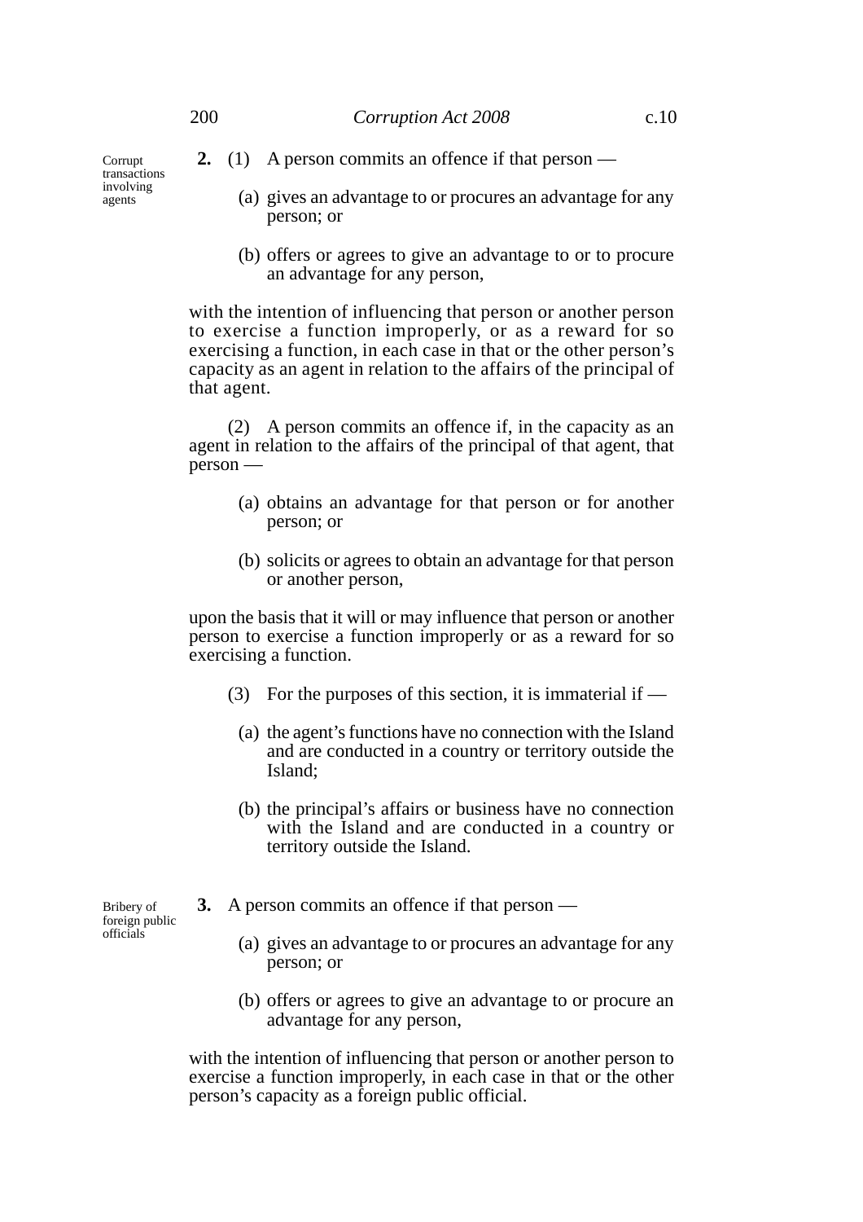**2.** (1) A person commits an offence if that person —

Corrupt transactions involving agents

(a) gives an advantage to or procures an advantage for any person; or

(b) offers or agrees to give an advantage to or to procure an advantage for any person,

with the intention of influencing that person or another person to exercise a function improperly, or as a reward for so exercising a function, in each case in that or the other person's capacity as an agent in relation to the affairs of the principal of that agent.

(2) A person commits an offence if, in the capacity as an agent in relation to the affairs of the principal of that agent, that person —

(a) obtains an advantage for that person or for another person; or

(b) solicits or agrees to obtain an advantage for that person or another person,

upon the basis that it will or may influence that person or another person to exercise a function improperly or as a reward for so exercising a function.

(3) For the purposes of this section, it is immaterial if —

(a) the agent's functions have no connection with the Island and are conducted in a country or territory outside the Island;

(b) the principal's affairs or business have no connection with the Island and are conducted in a country or territory outside the Island.

**3.** A person commits an offence if that person —

Bribery of foreign public officials

(a) gives an advantage to or procures an advantage for any person; or

(b) offers or agrees to give an advantage to or procure an advantage for any person,

with the intention of influencing that person or another person to exercise a function improperly, in each case in that or the other person's capacity as a foreign public official.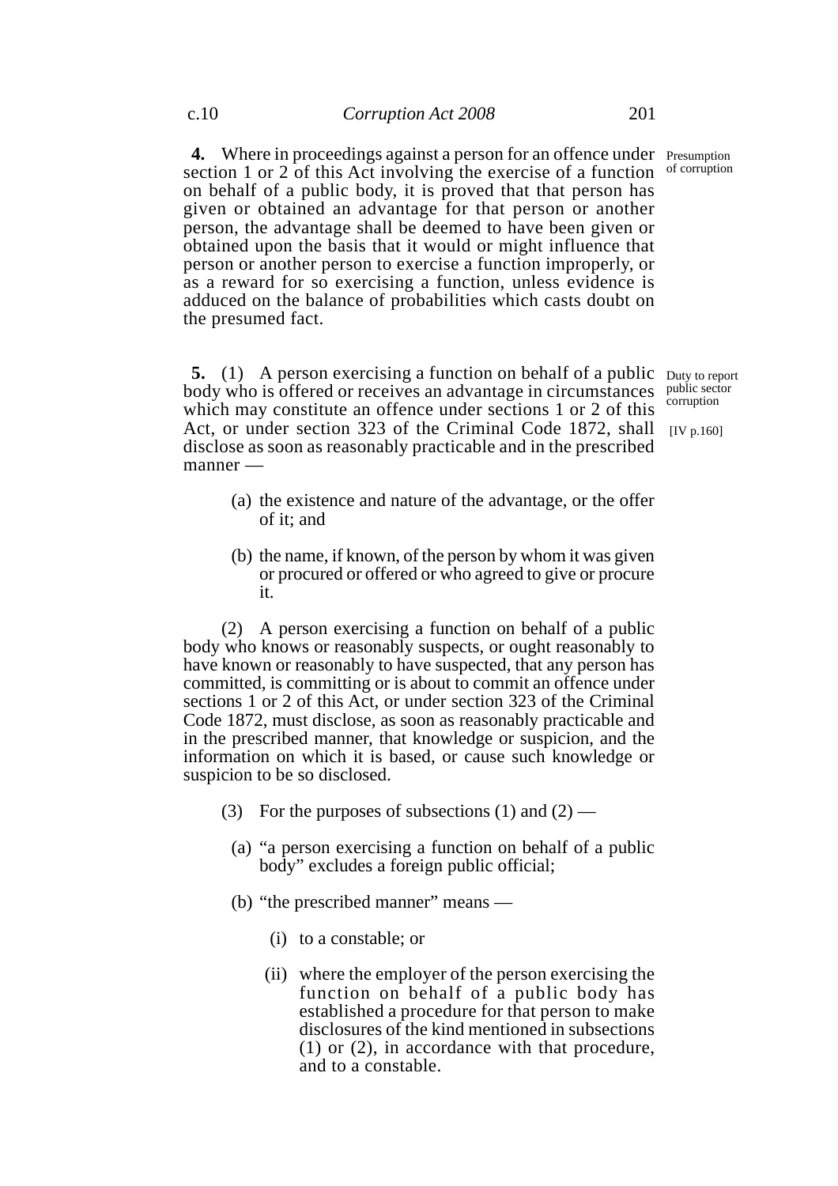**4.** Where in proceedings against a person for an offence under section 1 or 2 of this Act involving the exercise of a function on behalf of a public body, it is proved that that person has given or obtained an advantage for that person or another person, the advantage shall be deemed to have been given or obtained upon the basis that it would or might influence that person or another person to exercise a function improperly, or as a reward for so exercising a function, unless evidence is adduced on the balance of probabilities which casts doubt on the presumed fact.

Presumption of corruption

**5.** (1) A person exercising a function on behalf of a public body who is offered or receives an advantage in circumstances which may constitute an offence under sections 1 or 2 of this Act, or under section 323 of the Criminal Code 1872, shall disclose as soon as reasonably practicable and in the prescribed manner —

Duty to report public sector corruption

[IV p.160]

(a) the existence and nature of the advantage, or the offer of it; and

(b) the name, if known, of the person by whom it was given or procured or offered or who agreed to give or procure it.

(2) A person exercising a function on behalf of a public body who knows or reasonably suspects, or ought reasonably to have known or reasonably to have suspected, that any person has committed, is committing or is about to commit an offence under sections 1 or 2 of this Act, or under section 323 of the Criminal Code 1872, must disclose, as soon as reasonably practicable and in the prescribed manner, that knowledge or suspicion, and the information on which it is based, or cause such knowledge or suspicion to be so disclosed.

(3) For the purposes of subsections (1) and (2) —

(a) "a person exercising a function on behalf of a public body" excludes a foreign public official;

(b) "the prescribed manner" means —

(i) to a constable; or

(ii) where the employer of the person exercising the function on behalf of a public body has established a procedure for that person to make disclosures of the kind mentioned in subsections (1) or (2), in accordance with that procedure, and to a constable.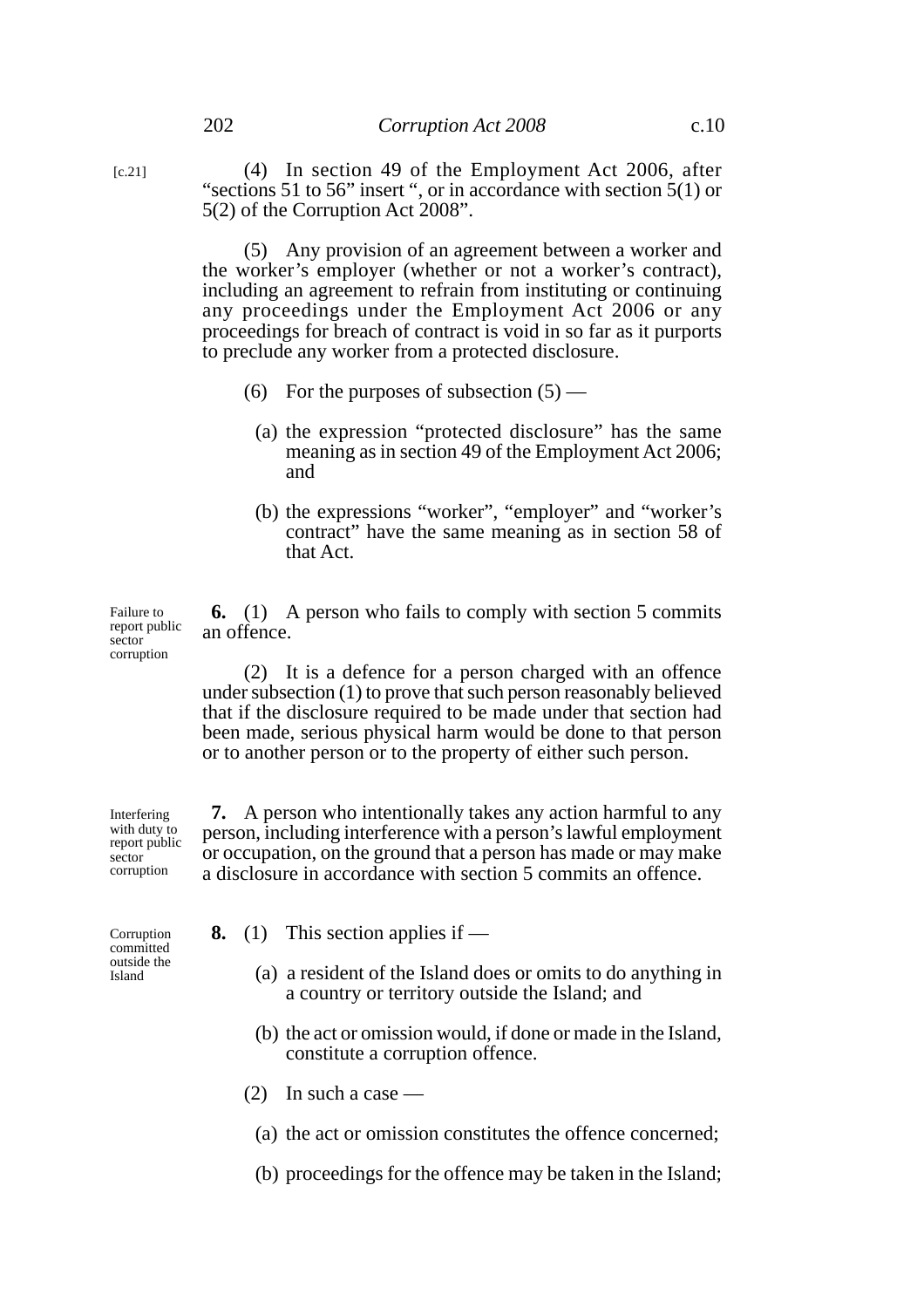[c.21]

(4) In section 49 of the Employment Act 2006, after "sections 51 to 56" insert ", or in accordance with section 5(1) or 5(2) of the Corruption Act 2008".

(5) Any provision of an agreement between a worker and the worker's employer (whether or not a worker's contract), including an agreement to refrain from instituting or continuing any proceedings under the Employment Act 2006 or any proceedings for breach of contract is void in so far as it purports to preclude any worker from a protected disclosure.

(6) For the purposes of subsection (5) —

(a) the expression "protected disclosure" has the same meaning as in section 49 of the Employment Act 2006; and

(b) the expressions "worker", "employer" and "worker's contract" have the same meaning as in section 58 of that Act.

*Failure to report public sector corruption*

**6.** (1) A person who fails to comply with section 5 commits an offence.

(2) It is a defence for a person charged with an offence under subsection (1) to prove that such person reasonably believed that if the disclosure required to be made under that section had been made, serious physical harm would be done to that person or to another person or to the property of either such person.

*Interfering with duty to report public sector corruption*

**7.** A person who intentionally takes any action harmful to any person, including interference with a person's lawful employment or occupation, on the ground that a person has made or may make a disclosure in accordance with section 5 commits an offence.

*Corruption committed outside the Island*

**8.** (1) This section applies if —

(a) a resident of the Island does or omits to do anything in a country or territory outside the Island; and

(b) the act or omission would, if done or made in the Island, constitute a corruption offence.

(2) In such a case —

(a) the act or omission constitutes the offence concerned;

(b) proceedings for the offence may be taken in the Island;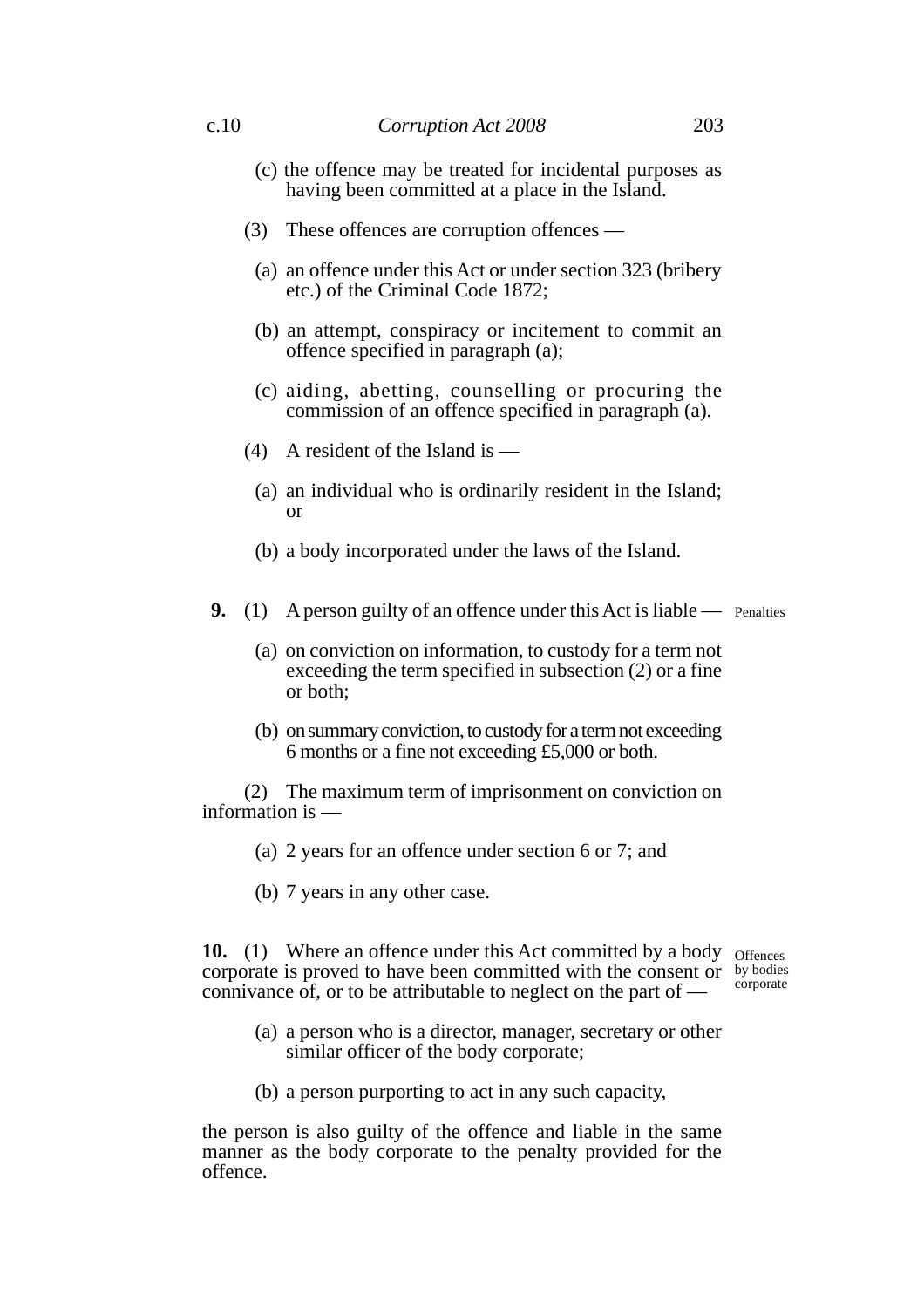(c) the offence may be treated for incidental purposes as having been committed at a place in the Island.

(3) These offences are corruption offences —

(a) an offence under this Act or under section 323 (bribery etc.) of the Criminal Code 1872;

(b) an attempt, conspiracy or incitement to commit an offence specified in paragraph (a);

(c) aiding, abetting, counselling or procuring the commission of an offence specified in paragraph (a).

(4) A resident of the Island is —

(a) an individual who is ordinarily resident in the Island; or

(b) a body incorporated under the laws of the Island.

**9.** (1) A person guilty of an offence under this Act is liable — *Penalties*

(a) on conviction on information, to custody for a term not exceeding the term specified in subsection (2) or a fine or both;

(b) on summary conviction, to custody for a term not exceeding 6 months or a fine not exceeding £5,000 or both.

(2) The maximum term of imprisonment on conviction on information is —

(a) 2 years for an offence under section 6 or 7; and

(b) 7 years in any other case.

**10.** (1) Where an offence under this Act committed by a body corporate is proved to have been committed with the consent or connivance of, or to be attributable to neglect on the part of — *Offences by bodies corporate*

(a) a person who is a director, manager, secretary or other similar officer of the body corporate;

(b) a person purporting to act in any such capacity,

the person is also guilty of the offence and liable in the same manner as the body corporate to the penalty provided for the offence.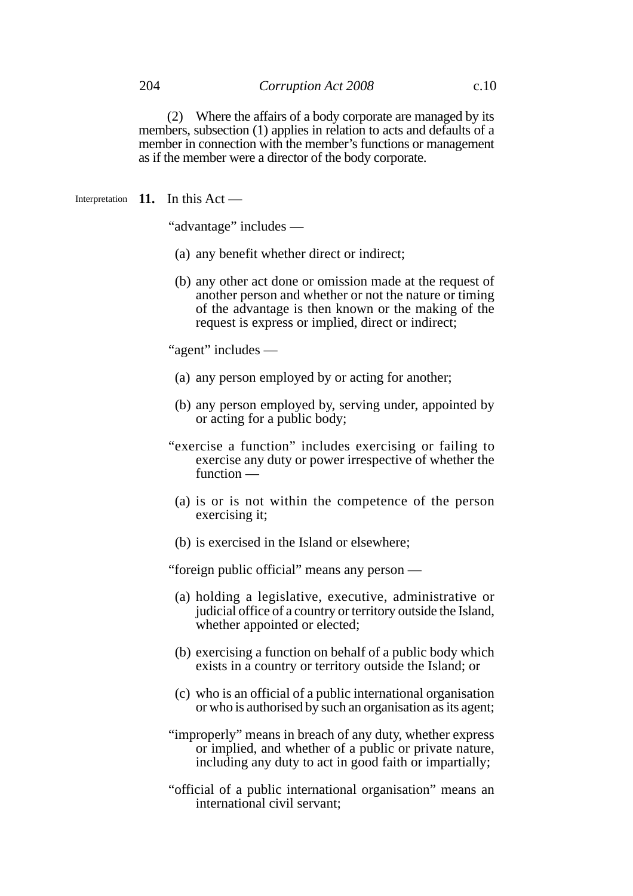(2) Where the affairs of a body corporate are managed by its members, subsection (1) applies in relation to acts and defaults of a member in connection with the member's functions or management as if the member were a director of the body corporate.

Interpretation

**11.** In this Act —

"advantage" includes —

(a) any benefit whether direct or indirect;

(b) any other act done or omission made at the request of another person and whether or not the nature or timing of the advantage is then known or the making of the request is express or implied, direct or indirect;

"agent" includes —

(a) any person employed by or acting for another;

(b) any person employed by, serving under, appointed by or acting for a public body;

"exercise a function" includes exercising or failing to exercise any duty or power irrespective of whether the function —

(a) is or is not within the competence of the person exercising it;

(b) is exercised in the Island or elsewhere;

"foreign public official" means any person —

(a) holding a legislative, executive, administrative or judicial office of a country or territory outside the Island, whether appointed or elected;

(b) exercising a function on behalf of a public body which exists in a country or territory outside the Island; or

(c) who is an official of a public international organisation or who is authorised by such an organisation as its agent;

"improperly" means in breach of any duty, whether express or implied, and whether of a public or private nature, including any duty to act in good faith or impartially;

"official of a public international organisation" means an international civil servant;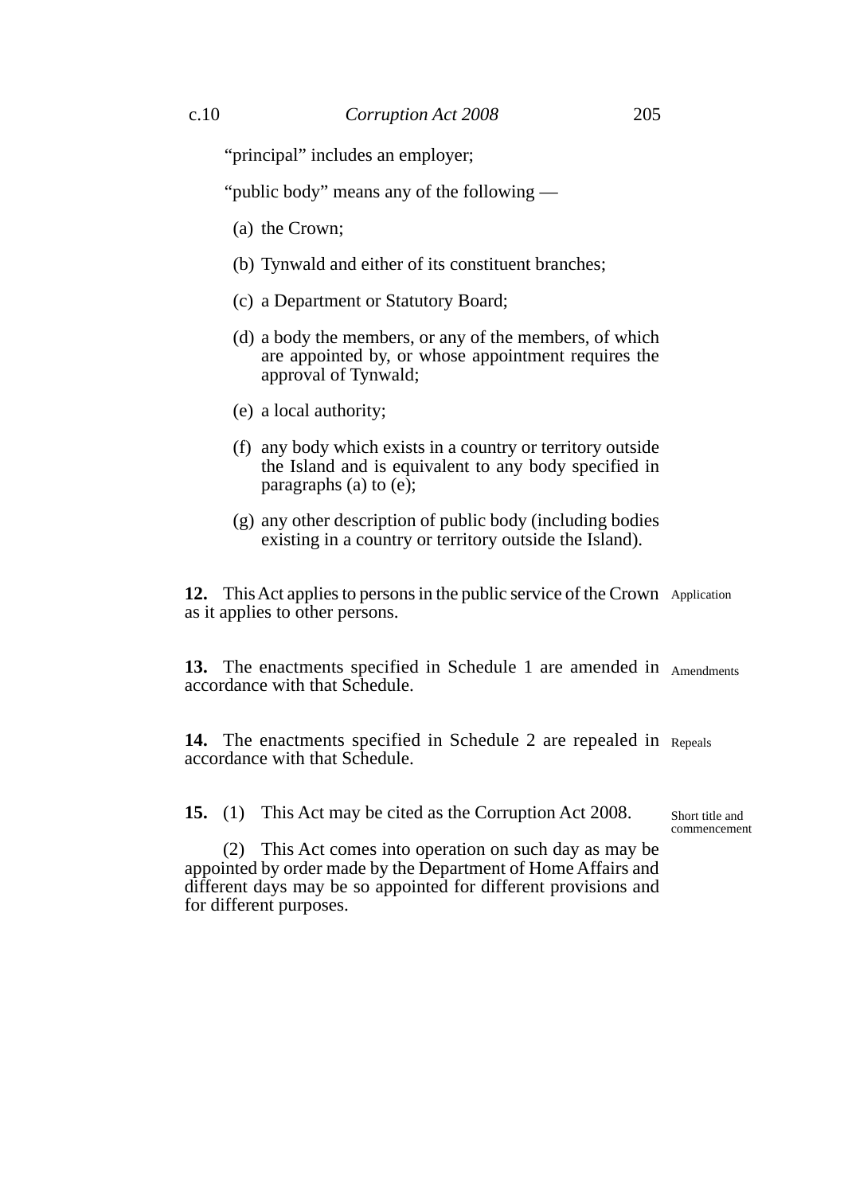"principal" includes an employer;

"public body" means any of the following —

(a) the Crown;

(b) Tynwald and either of its constituent branches;

(c) a Department or Statutory Board;

(d) a body the members, or any of the members, of which are appointed by, or whose appointment requires the approval of Tynwald;

(e) a local authority;

(f) any body which exists in a country or territory outside the Island and is equivalent to any body specified in paragraphs (a) to (e);

(g) any other description of public body (including bodies existing in a country or territory outside the Island).

**12.** This Act applies to persons in the public service of the Crown as it applies to other persons.

Application

**13.** The enactments specified in Schedule 1 are amended in accordance with that Schedule.

Amendments

**14.** The enactments specified in Schedule 2 are repealed in accordance with that Schedule.

Repeals

**15.** (1) This Act may be cited as the Corruption Act 2008.

Short title and commencement

(2) This Act comes into operation on such day as may be appointed by order made by the Department of Home Affairs and different days may be so appointed for different provisions and for different purposes.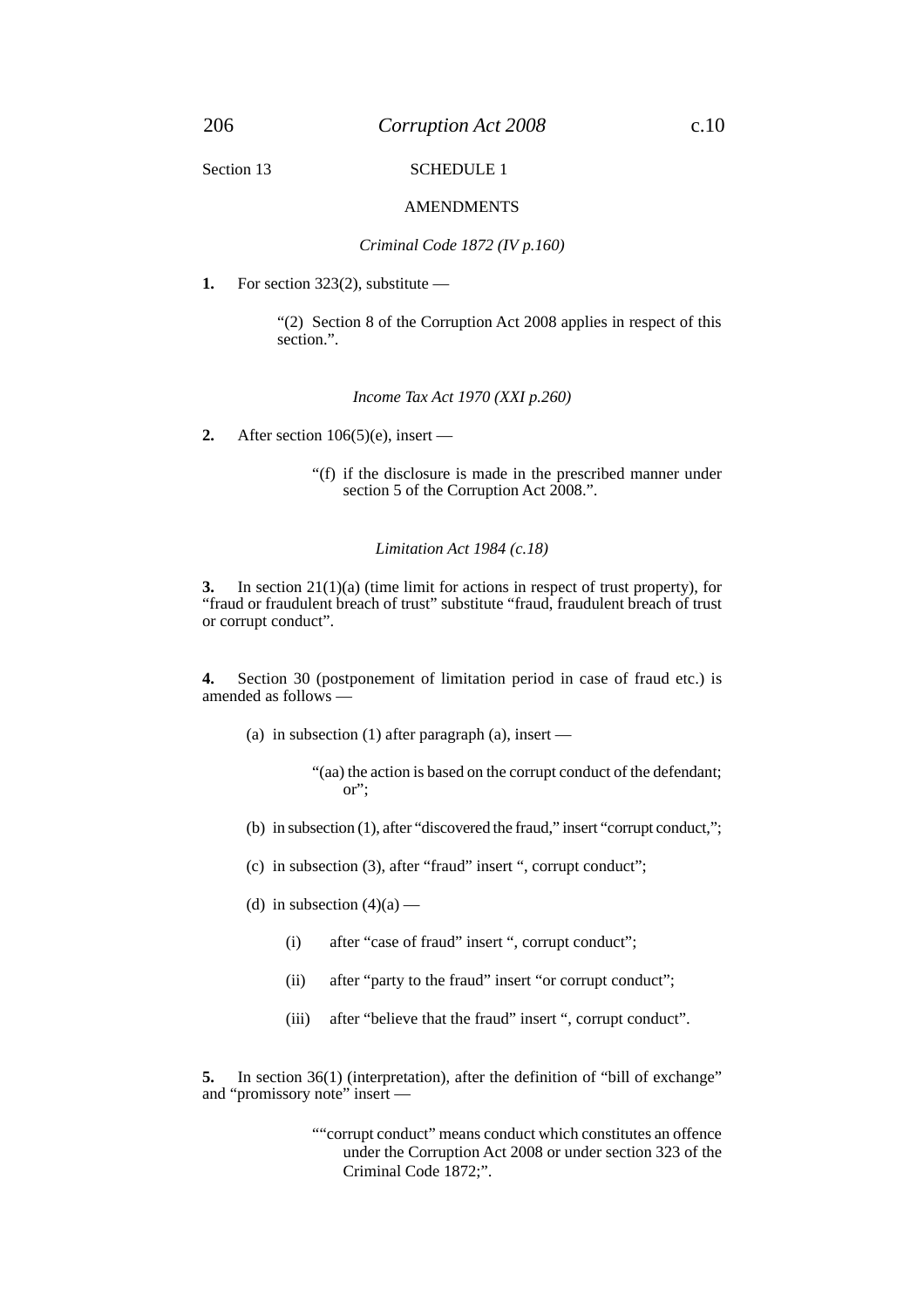Section 13

## SCHEDULE 1

## AMENDMENTS

*Criminal Code 1872 (IV p.160)*

**1.** For section 323(2), substitute —

> "(2) Section 8 of the Corruption Act 2008 applies in respect of this section.".

*Income Tax Act 1970 (XXI p.260)*

**2.** After section 106(5)(e), insert —

> "(f) if the disclosure is made in the prescribed manner under section 5 of the Corruption Act 2008.".

*Limitation Act 1984 (c.18)*

**3.** In section 21(1)(a) (time limit for actions in respect of trust property), for "fraud or fraudulent breach of trust" substitute "fraud, fraudulent breach of trust or corrupt conduct".

**4.** Section 30 (postponement of limitation period in case of fraud etc.) is amended as follows —

(a) in subsection (1) after paragraph (a), insert —

> "(aa) the action is based on the corrupt conduct of the defendant; or";

(b) in subsection (1), after "discovered the fraud," insert "corrupt conduct,";

(c) in subsection (3), after "fraud" insert ", corrupt conduct";

(d) in subsection (4)(a) —

(i) after "case of fraud" insert ", corrupt conduct";

(ii) after "party to the fraud" insert "or corrupt conduct";

(iii) after "believe that the fraud" insert ", corrupt conduct".

**5.** In section 36(1) (interpretation), after the definition of "bill of exchange" and "promissory note" insert —

> ""corrupt conduct" means conduct which constitutes an offence under the Corruption Act 2008 or under section 323 of the Criminal Code 1872;".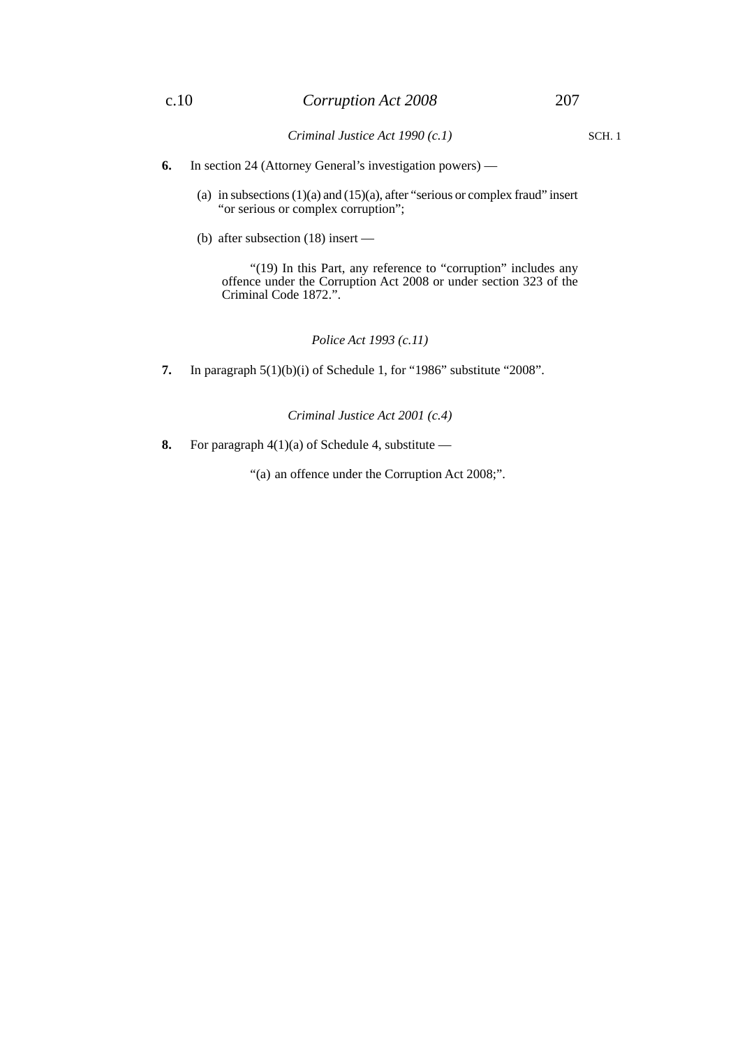*Criminal Justice Act 1990 (c.1)*

**6.** In section 24 (Attorney General's investigation powers) —

(a) in subsections (1)(a) and (15)(a), after "serious or complex fraud" insert "or serious or complex corruption";

(b) after subsection (18) insert —

"(19) In this Part, any reference to "corruption" includes any offence under the Corruption Act 2008 or under section 323 of the Criminal Code 1872.".

*Police Act 1993 (c.11)*

**7.** In paragraph 5(1)(b)(i) of Schedule 1, for "1986" substitute "2008".

*Criminal Justice Act 2001 (c.4)*

**8.** For paragraph 4(1)(a) of Schedule 4, substitute —

"(a) an offence under the Corruption Act 2008;".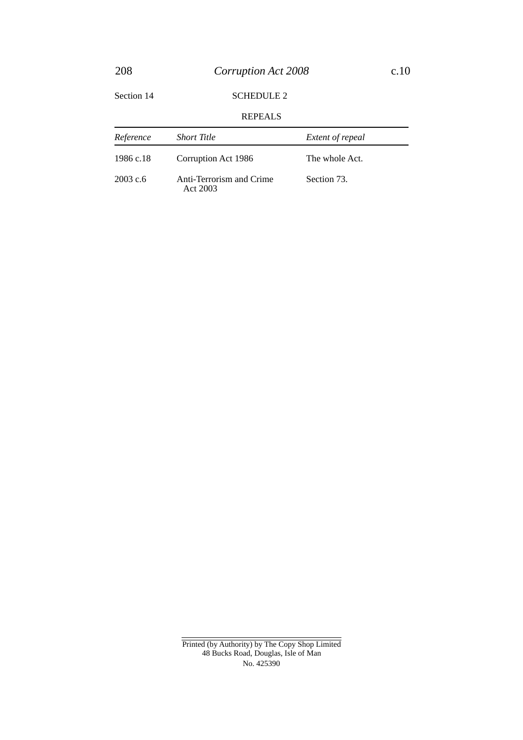Section 14

## SCHEDULE 2

### REPEALS

| *Reference* | *Short Title* | *Extent of repeal* |
| --- | --- | --- |
| 1986 c.18 | Corruption Act 1986 | The whole Act. |
| 2003 c.6 | Anti-Terrorism and Crime Act 2003 | Section 73. |

Printed (by Authority) by The Copy Shop Limited
48 Bucks Road, Douglas, Isle of Man
No. 425390